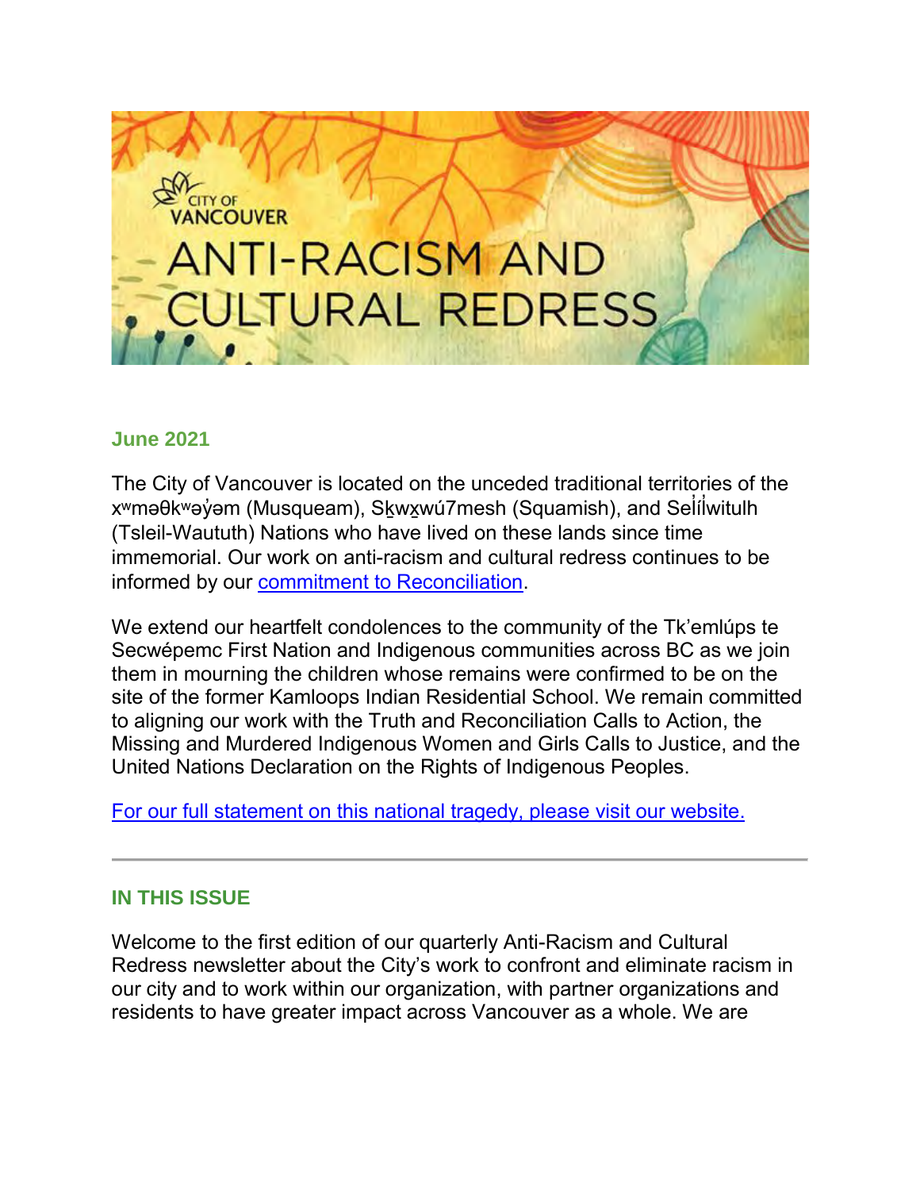# CITY OF VANCOUVER ANTI-RACISM AND CULTURAL REDRESS

## June 2021

The City of Vancouver is located on the unceded traditional territories of the xʷməθkʷəy̓əm (Musqueam), Sḵwx̱wú7mesh (Squamish), and Səl̓ílwətaʔɬ (Tsleil-Waututh) Nations who have lived on these lands since time immemorial. Our work on anti-racism and cultural redress continues to be informed by our [commitment to Reconciliation](#).

We extend our heartfelt condolences to the community of the Tk'emlúps te Secwépemc First Nation and Indigenous communities across BC as we join them in mourning the children whose remains were confirmed to be on the site of the former Kamloops Indian Residential School. We remain committed to aligning our work with the Truth and Reconciliation Calls to Action, the Missing and Murdered Indigenous Women and Girls Calls to Justice, and the United Nations Declaration on the Rights of Indigenous Peoples.

[For our full statement on this national tragedy, please visit our website.](#)

---

## IN THIS ISSUE

Welcome to the first edition of our quarterly Anti-Racism and Cultural Redress newsletter about the City's work to confront and eliminate racism in our city and to work within our organization, with partner organizations and residents to have greater impact across Vancouver as a whole. We are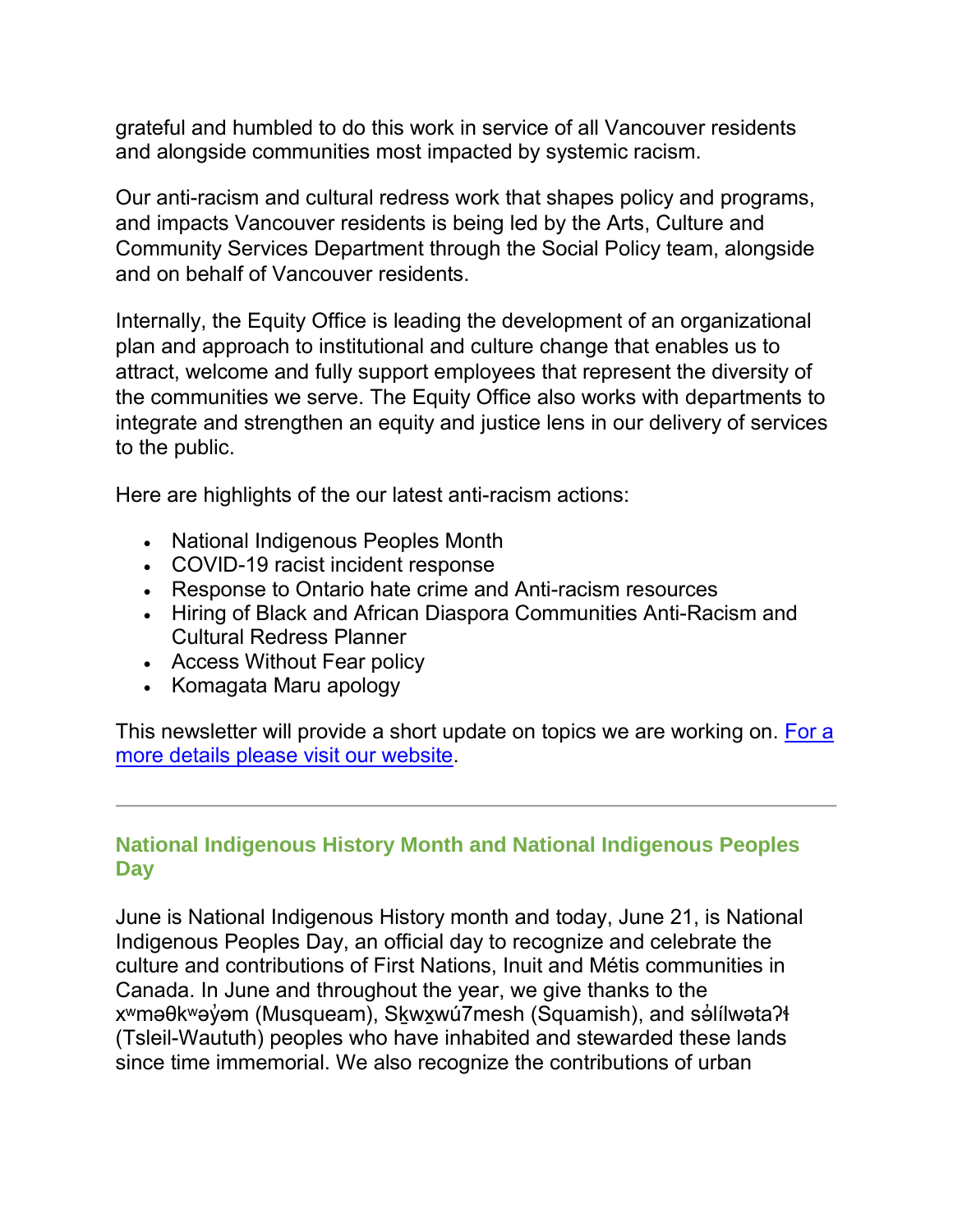grateful and humbled to do this work in service of all Vancouver residents and alongside communities most impacted by systemic racism.

Our anti-racism and cultural redress work that shapes policy and programs, and impacts Vancouver residents is being led by the Arts, Culture and Community Services Department through the Social Policy team, alongside and on behalf of Vancouver residents.

Internally, the Equity Office is leading the development of an organizational plan and approach to institutional and culture change that enables us to attract, welcome and fully support employees that represent the diversity of the communities we serve. The Equity Office also works with departments to integrate and strengthen an equity and justice lens in our delivery of services to the public.

Here are highlights of the our latest anti-racism actions:

- National Indigenous Peoples Month
- COVID-19 racist incident response
- Response to Ontario hate crime and Anti-racism resources
- Hiring of Black and African Diaspora Communities Anti-Racism and Cultural Redress Planner
- Access Without Fear policy
- Komagata Maru apology

This newsletter will provide a short update on topics we are working on. [For a more details please visit our website](#).

---

### National Indigenous History Month and National Indigenous Peoples Day

June is National Indigenous History month and today, June 21, is National Indigenous Peoples Day, an official day to recognize and celebrate the culture and contributions of First Nations, Inuit and Métis communities in Canada. In June and throughout the year, we give thanks to the xʷməθkʷəy̓əm (Musqueam), Sḵwx̱wú7mesh (Squamish), and səl̓ílwətaʔɬ (Tsleil-Waututh) peoples who have inhabited and stewarded these lands since time immemorial. We also recognize the contributions of urban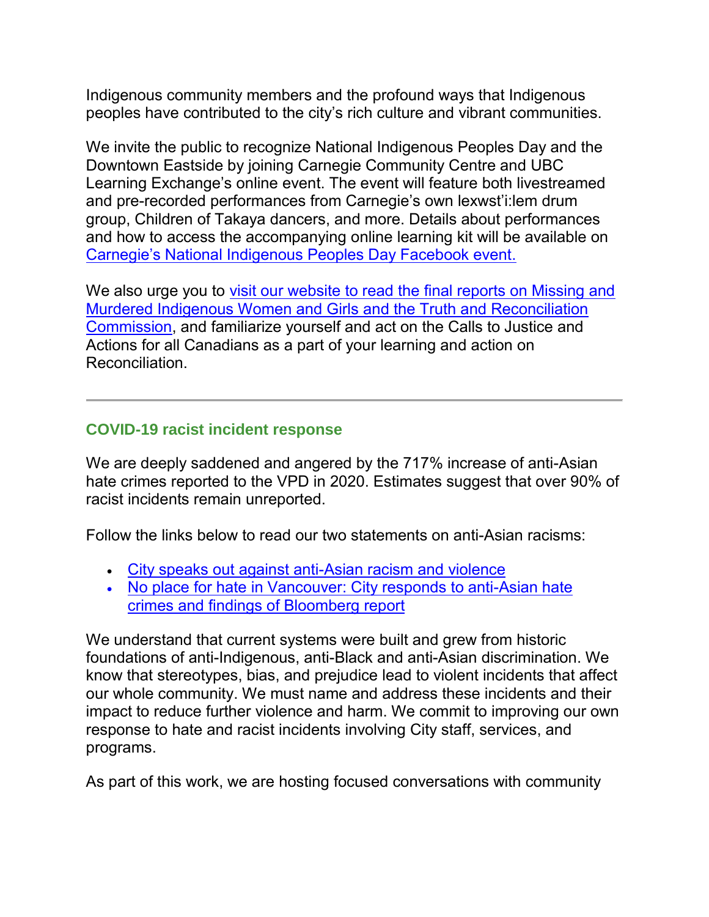Indigenous community members and the profound ways that Indigenous peoples have contributed to the city's rich culture and vibrant communities.

We invite the public to recognize National Indigenous Peoples Day and the Downtown Eastside by joining Carnegie Community Centre and UBC Learning Exchange's online event. The event will feature both livestreamed and pre-recorded performances from Carnegie's own lexwst'i:lem drum group, Children of Takaya dancers, and more. Details about performances and how to access the accompanying online learning kit will be available on Carnegie's National Indigenous Peoples Day Facebook event.

We also urge you to visit our website to read the final reports on Missing and Murdered Indigenous Women and Girls and the Truth and Reconciliation Commission, and familiarize yourself and act on the Calls to Justice and Actions for all Canadians as a part of your learning and action on Reconciliation.

---

### COVID-19 racist incident response

We are deeply saddened and angered by the 717% increase of anti-Asian hate crimes reported to the VPD in 2020. Estimates suggest that over 90% of racist incidents remain unreported.

Follow the links below to read our two statements on anti-Asian racisms:

- City speaks out against anti-Asian racism and violence
- No place for hate in Vancouver: City responds to anti-Asian hate crimes and findings of Bloomberg report

We understand that current systems were built and grew from historic foundations of anti-Indigenous, anti-Black and anti-Asian discrimination. We know that stereotypes, bias, and prejudice lead to violent incidents that affect our whole community. We must name and address these incidents and their impact to reduce further violence and harm. We commit to improving our own response to hate and racist incidents involving City staff, services, and programs.

As part of this work, we are hosting focused conversations with community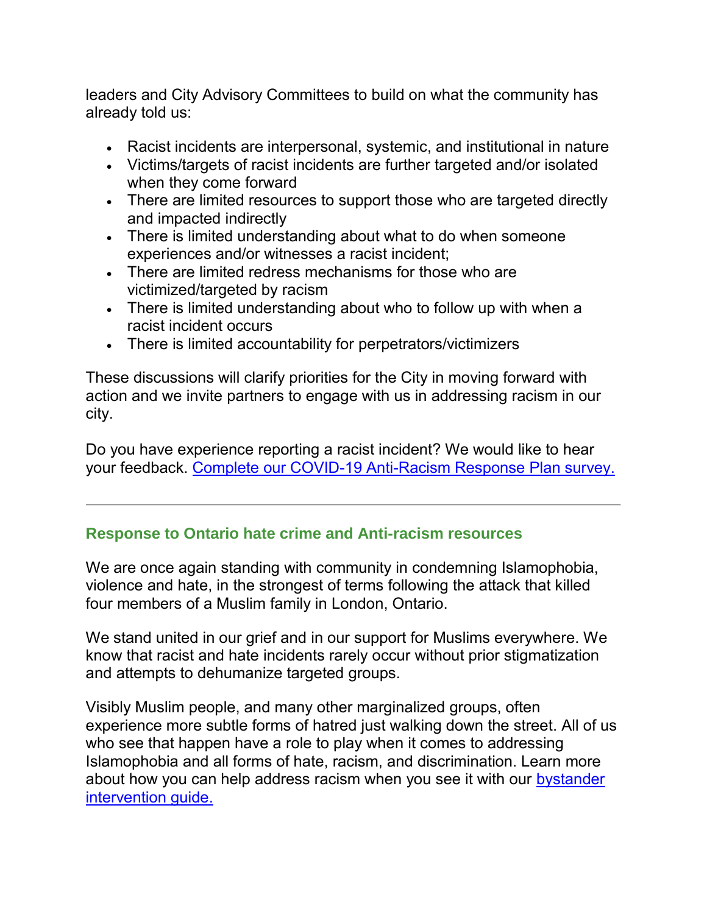leaders and City Advisory Committees to build on what the community has already told us:

- Racist incidents are interpersonal, systemic, and institutional in nature
- Victims/targets of racist incidents are further targeted and/or isolated when they come forward
- There are limited resources to support those who are targeted directly and impacted indirectly
- There is limited understanding about what to do when someone experiences and/or witnesses a racist incident;
- There are limited redress mechanisms for those who are victimized/targeted by racism
- There is limited understanding about who to follow up with when a racist incident occurs
- There is limited accountability for perpetrators/victimizers

These discussions will clarify priorities for the City in moving forward with action and we invite partners to engage with us in addressing racism in our city.

Do you have experience reporting a racist incident? We would like to hear your feedback. [Complete our COVID-19 Anti-Racism Response Plan survey.]()

---

### Response to Ontario hate crime and Anti-racism resources

We are once again standing with community in condemning Islamophobia, violence and hate, in the strongest of terms following the attack that killed four members of a Muslim family in London, Ontario.

We stand united in our grief and in our support for Muslims everywhere. We know that racist and hate incidents rarely occur without prior stigmatization and attempts to dehumanize targeted groups.

Visibly Muslim people, and many other marginalized groups, often experience more subtle forms of hatred just walking down the street. All of us who see that happen have a role to play when it comes to addressing Islamophobia and all forms of hate, racism, and discrimination. Learn more about how you can help address racism when you see it with our [bystander intervention guide.]()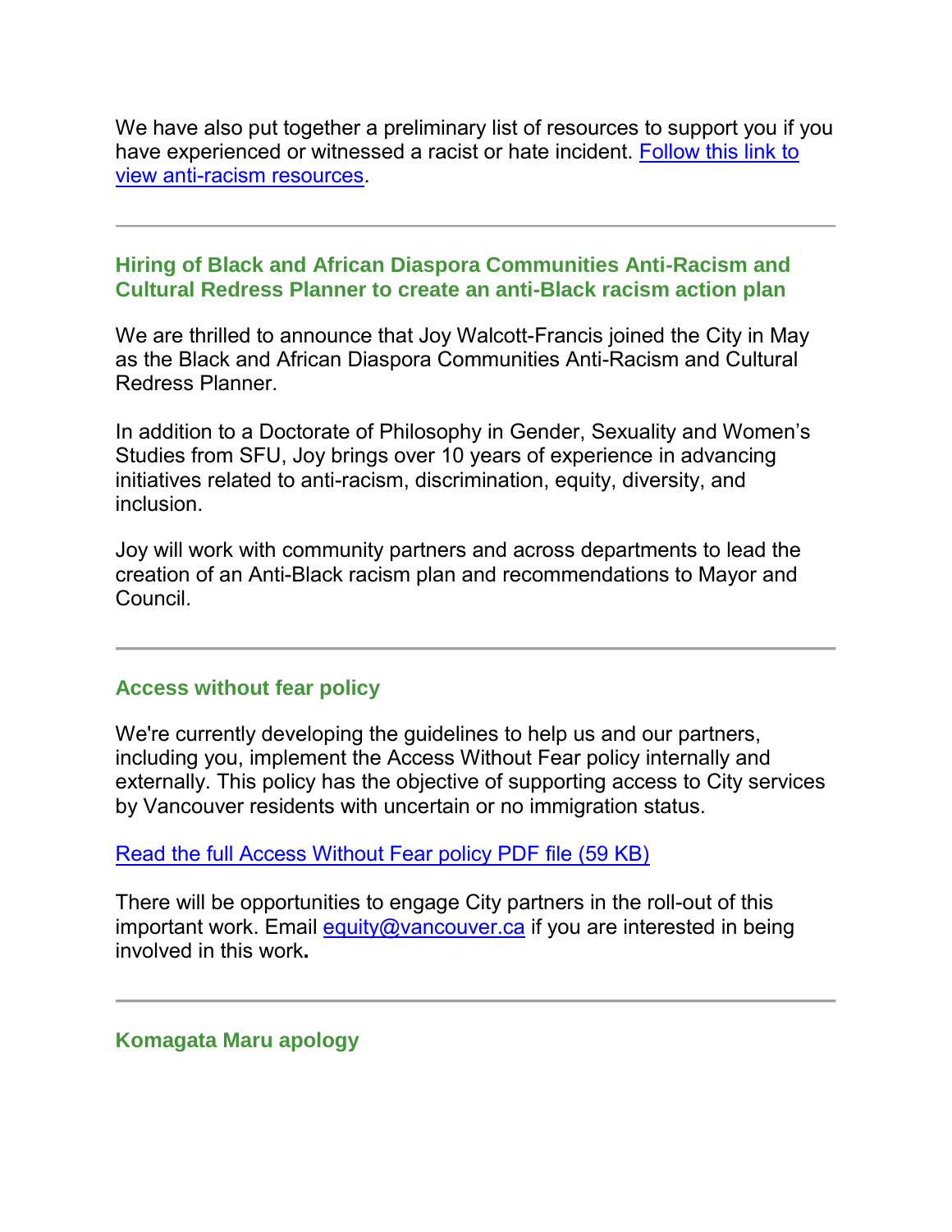We have also put together a preliminary list of resources to support you if you have experienced or witnessed a racist or hate incident. [Follow this link to view anti-racism resources](#).

---

### Hiring of Black and African Diaspora Communities Anti-Racism and Cultural Redress Planner to create an anti-Black racism action plan

We are thrilled to announce that Joy Walcott-Francis joined the City in May as the Black and African Diaspora Communities Anti-Racism and Cultural Redress Planner.

In addition to a Doctorate of Philosophy in Gender, Sexuality and Women's Studies from SFU, Joy brings over 10 years of experience in advancing initiatives related to anti-racism, discrimination, equity, diversity, and inclusion.

Joy will work with community partners and across departments to lead the creation of an Anti-Black racism plan and recommendations to Mayor and Council.

---

### Access without fear policy

We're currently developing the guidelines to help us and our partners, including you, implement the Access Without Fear policy internally and externally. This policy has the objective of supporting access to City services by Vancouver residents with uncertain or no immigration status.

[Read the full Access Without Fear policy PDF file (59 KB)](#)

There will be opportunities to engage City partners in the roll-out of this important work. Email [equity@vancouver.ca](mailto:equity@vancouver.ca) if you are interested in being involved in this work**.**

---

### Komagata Maru apology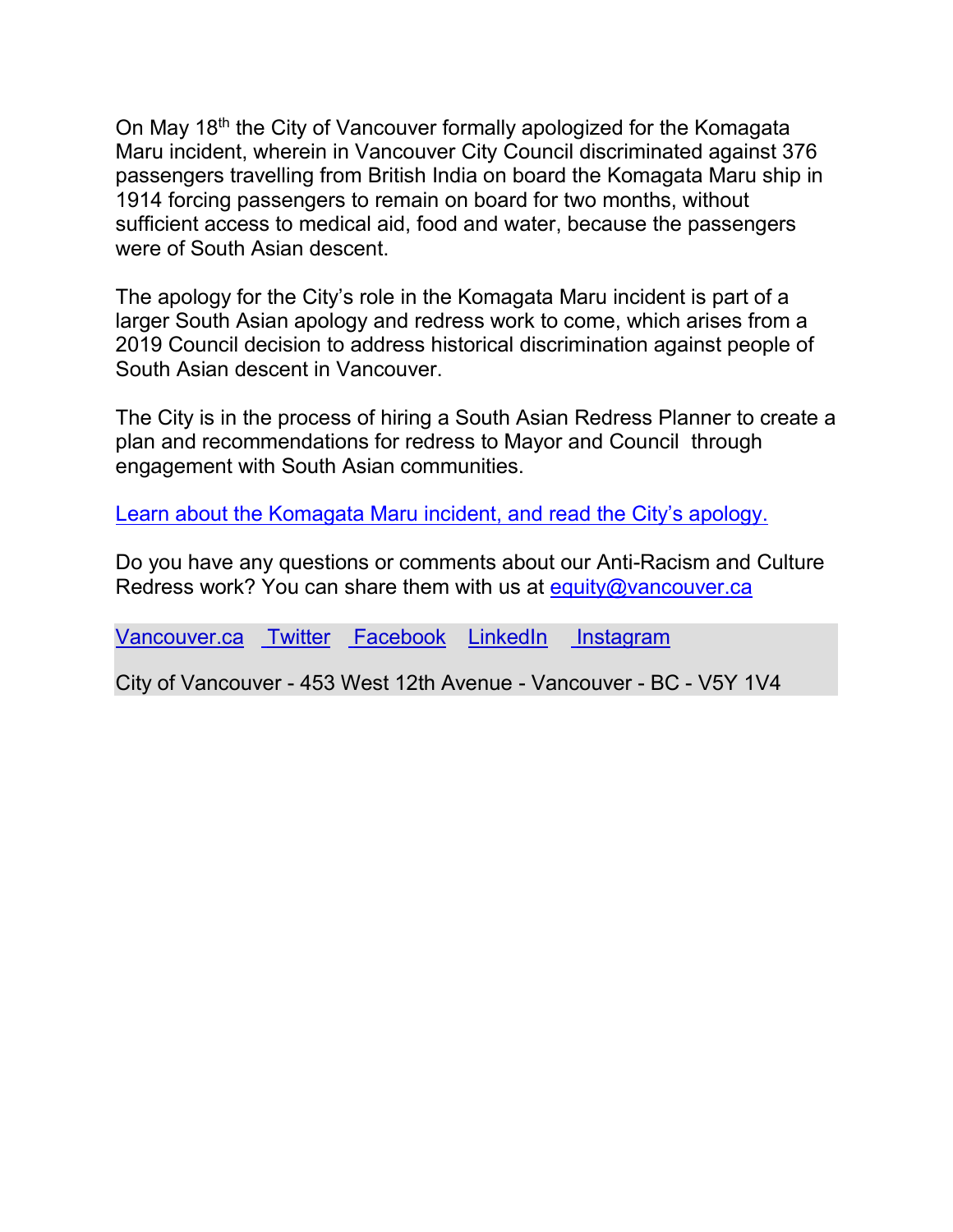On May 18th the City of Vancouver formally apologized for the Komagata Maru incident, wherein in Vancouver City Council discriminated against 376 passengers travelling from British India on board the Komagata Maru ship in 1914 forcing passengers to remain on board for two months, without sufficient access to medical aid, food and water, because the passengers were of South Asian descent.

The apology for the City's role in the Komagata Maru incident is part of a larger South Asian apology and redress work to come, which arises from a 2019 Council decision to address historical discrimination against people of South Asian descent in Vancouver.

The City is in the process of hiring a South Asian Redress Planner to create a plan and recommendations for redress to Mayor and Council through engagement with South Asian communities.

Learn about the Komagata Maru incident, and read the City's apology.

Do you have any questions or comments about our Anti-Racism and Culture Redress work? You can share them with us at equity@vancouver.ca

Vancouver.ca Twitter Facebook LinkedIn Instagram

City of Vancouver - 453 West 12th Avenue - Vancouver - BC - V5Y 1V4